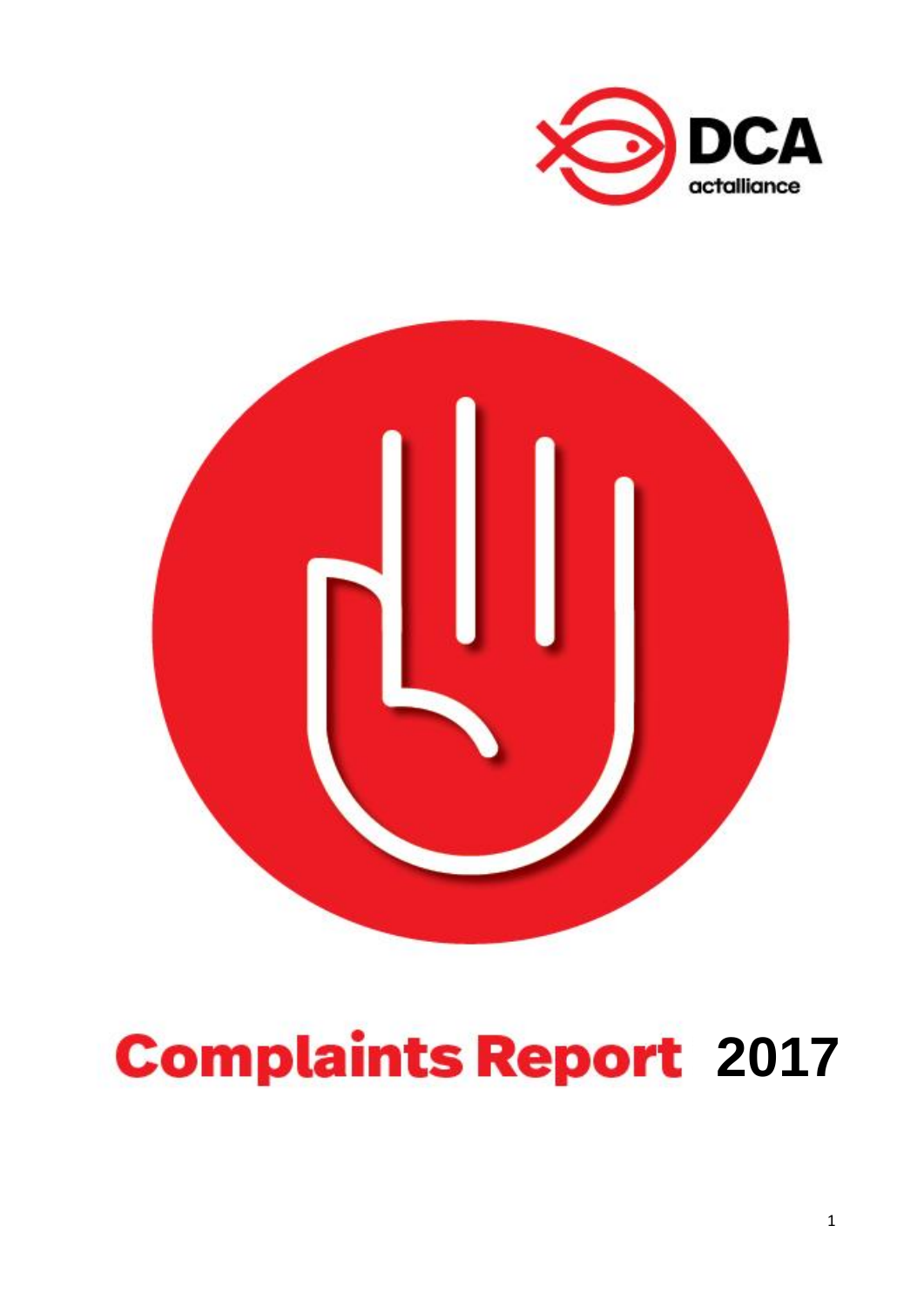DCA

actalliance

# Complaints Report 2017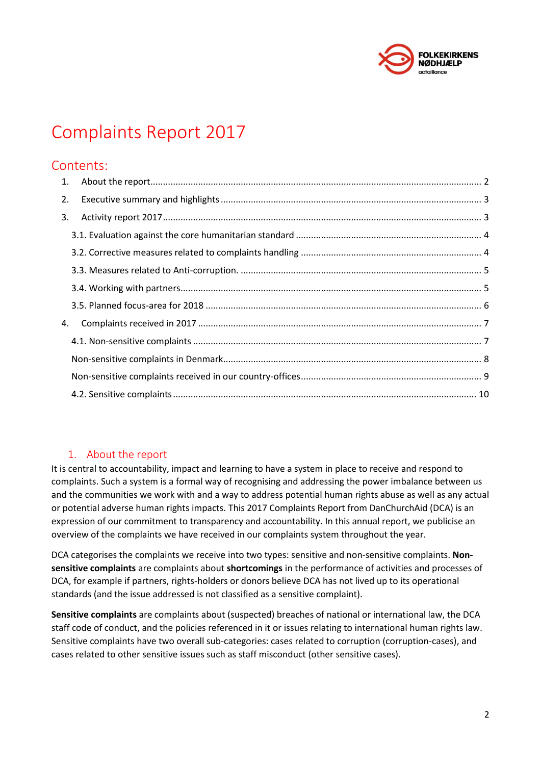# Complaints Report 2017

## Contents:

1. About the report .......... 2
2. Executive summary and highlights .......... 3
3. Activity report 2017 .......... 3
   - 3.1. Evaluation against the core humanitarian standard .......... 4
   - 3.2. Corrective measures related to complaints handling .......... 4
   - 3.3. Measures related to Anti-corruption. .......... 5
   - 3.4. Working with partners .......... 5
   - 3.5. Planned focus-area for 2018 .......... 6
4. Complaints received in 2017 .......... 7
   - 4.1. Non-sensitive complaints .......... 7
   - Non-sensitive complaints in Denmark .......... 8
   - Non-sensitive complaints received in our country-offices .......... 9
   - 4.2. Sensitive complaints .......... 10

## 1. About the report

It is central to accountability, impact and learning to have a system in place to receive and respond to complaints. Such a system is a formal way of recognising and addressing the power imbalance between us and the communities we work with and a way to address potential human rights abuse as well as any actual or potential adverse human rights impacts. This 2017 Complaints Report from DanChurchAid (DCA) is an expression of our commitment to transparency and accountability. In this annual report, we publicise an overview of the complaints we have received in our complaints system throughout the year.

DCA categorises the complaints we receive into two types: sensitive and non-sensitive complaints. **Non-sensitive complaints** are complaints about **shortcomings** in the performance of activities and processes of DCA, for example if partners, rights-holders or donors believe DCA has not lived up to its operational standards (and the issue addressed is not classified as a sensitive complaint).

**Sensitive complaints** are complaints about (suspected) breaches of national or international law, the DCA staff code of conduct, and the policies referenced in it or issues relating to international human rights law. Sensitive complaints have two overall sub-categories: cases related to corruption (corruption-cases), and cases related to other sensitive issues such as staff misconduct (other sensitive cases).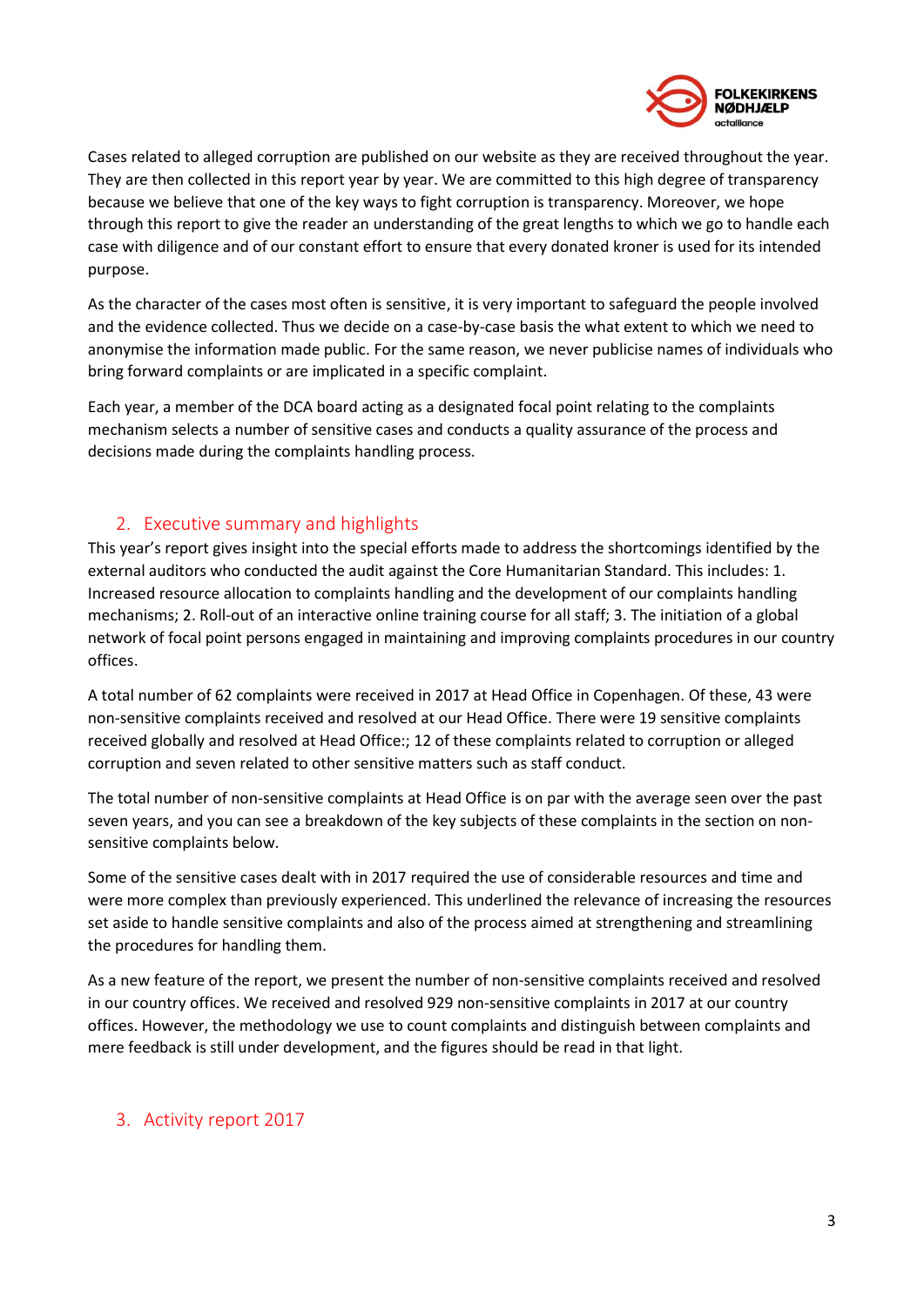Cases related to alleged corruption are published on our website as they are received throughout the year. They are then collected in this report year by year. We are committed to this high degree of transparency because we believe that one of the key ways to fight corruption is transparency. Moreover, we hope through this report to give the reader an understanding of the great lengths to which we go to handle each case with diligence and of our constant effort to ensure that every donated kroner is used for its intended purpose.

As the character of the cases most often is sensitive, it is very important to safeguard the people involved and the evidence collected. Thus we decide on a case-by-case basis the what extent to which we need to anonymise the information made public. For the same reason, we never publicise names of individuals who bring forward complaints or are implicated in a specific complaint.

Each year, a member of the DCA board acting as a designated focal point relating to the complaints mechanism selects a number of sensitive cases and conducts a quality assurance of the process and decisions made during the complaints handling process.

## 2. Executive summary and highlights

This year's report gives insight into the special efforts made to address the shortcomings identified by the external auditors who conducted the audit against the Core Humanitarian Standard. This includes: 1. Increased resource allocation to complaints handling and the development of our complaints handling mechanisms; 2. Roll-out of an interactive online training course for all staff; 3. The initiation of a global network of focal point persons engaged in maintaining and improving complaints procedures in our country offices.

A total number of 62 complaints were received in 2017 at Head Office in Copenhagen. Of these, 43 were non-sensitive complaints received and resolved at our Head Office. There were 19 sensitive complaints received globally and resolved at Head Office:; 12 of these complaints related to corruption or alleged corruption and seven related to other sensitive matters such as staff conduct.

The total number of non-sensitive complaints at Head Office is on par with the average seen over the past seven years, and you can see a breakdown of the key subjects of these complaints in the section on non-sensitive complaints below.

Some of the sensitive cases dealt with in 2017 required the use of considerable resources and time and were more complex than previously experienced. This underlined the relevance of increasing the resources set aside to handle sensitive complaints and also of the process aimed at strengthening and streamlining the procedures for handling them.

As a new feature of the report, we present the number of non-sensitive complaints received and resolved in our country offices. We received and resolved 929 non-sensitive complaints in 2017 at our country offices. However, the methodology we use to count complaints and distinguish between complaints and mere feedback is still under development, and the figures should be read in that light.

## 3. Activity report 2017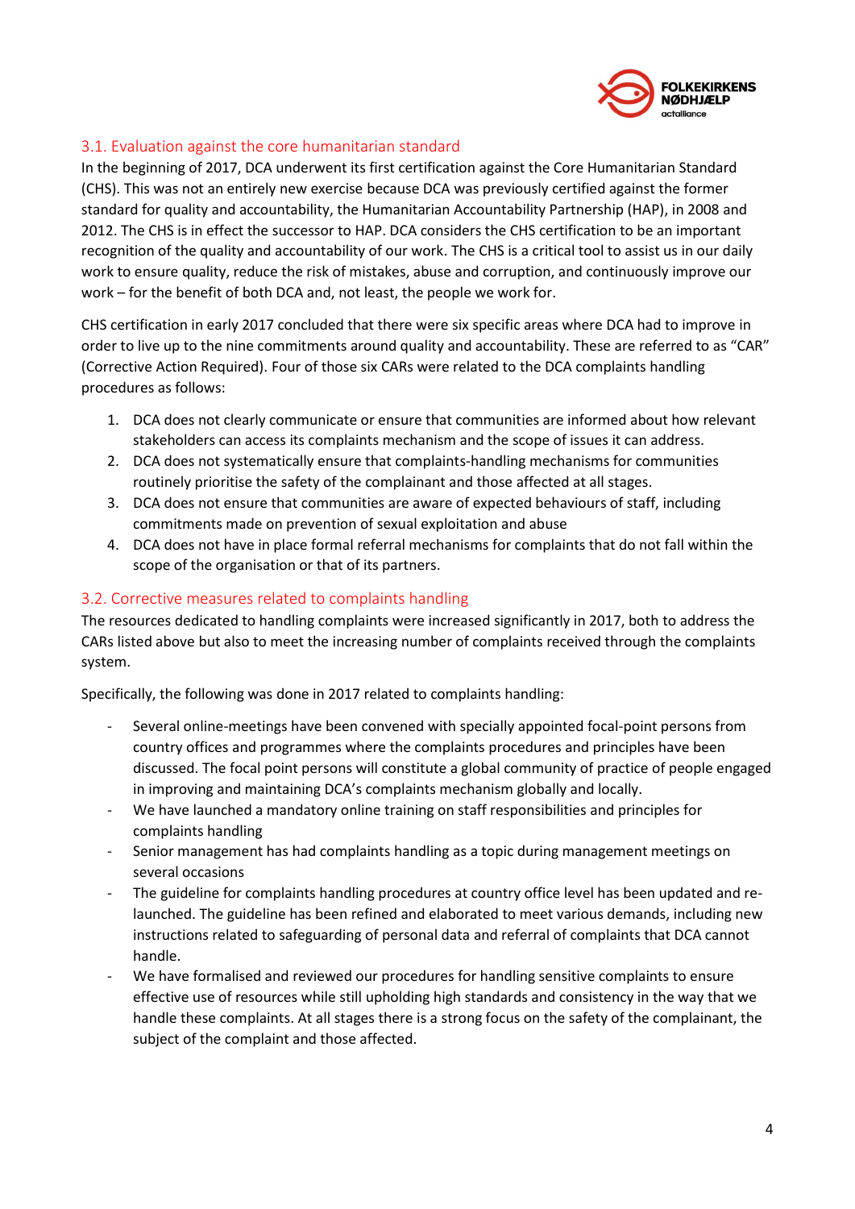## 3.1. Evaluation against the core humanitarian standard

In the beginning of 2017, DCA underwent its first certification against the Core Humanitarian Standard (CHS). This was not an entirely new exercise because DCA was previously certified against the former standard for quality and accountability, the Humanitarian Accountability Partnership (HAP), in 2008 and 2012. The CHS is in effect the successor to HAP. DCA considers the CHS certification to be an important recognition of the quality and accountability of our work. The CHS is a critical tool to assist us in our daily work to ensure quality, reduce the risk of mistakes, abuse and corruption, and continuously improve our work – for the benefit of both DCA and, not least, the people we work for.

CHS certification in early 2017 concluded that there were six specific areas where DCA had to improve in order to live up to the nine commitments around quality and accountability. These are referred to as "CAR" (Corrective Action Required). Four of those six CARs were related to the DCA complaints handling procedures as follows:

1. DCA does not clearly communicate or ensure that communities are informed about how relevant stakeholders can access its complaints mechanism and the scope of issues it can address.
2. DCA does not systematically ensure that complaints-handling mechanisms for communities routinely prioritise the safety of the complainant and those affected at all stages.
3. DCA does not ensure that communities are aware of expected behaviours of staff, including commitments made on prevention of sexual exploitation and abuse
4. DCA does not have in place formal referral mechanisms for complaints that do not fall within the scope of the organisation or that of its partners.

## 3.2. Corrective measures related to complaints handling

The resources dedicated to handling complaints were increased significantly in 2017, both to address the CARs listed above but also to meet the increasing number of complaints received through the complaints system.

Specifically, the following was done in 2017 related to complaints handling:

- Several online-meetings have been convened with specially appointed focal-point persons from country offices and programmes where the complaints procedures and principles have been discussed. The focal point persons will constitute a global community of practice of people engaged in improving and maintaining DCA's complaints mechanism globally and locally.
- We have launched a mandatory online training on staff responsibilities and principles for complaints handling
- Senior management has had complaints handling as a topic during management meetings on several occasions
- The guideline for complaints handling procedures at country office level has been updated and re-launched. The guideline has been refined and elaborated to meet various demands, including new instructions related to safeguarding of personal data and referral of complaints that DCA cannot handle.
- We have formalised and reviewed our procedures for handling sensitive complaints to ensure effective use of resources while still upholding high standards and consistency in the way that we handle these complaints. At all stages there is a strong focus on the safety of the complainant, the subject of the complaint and those affected.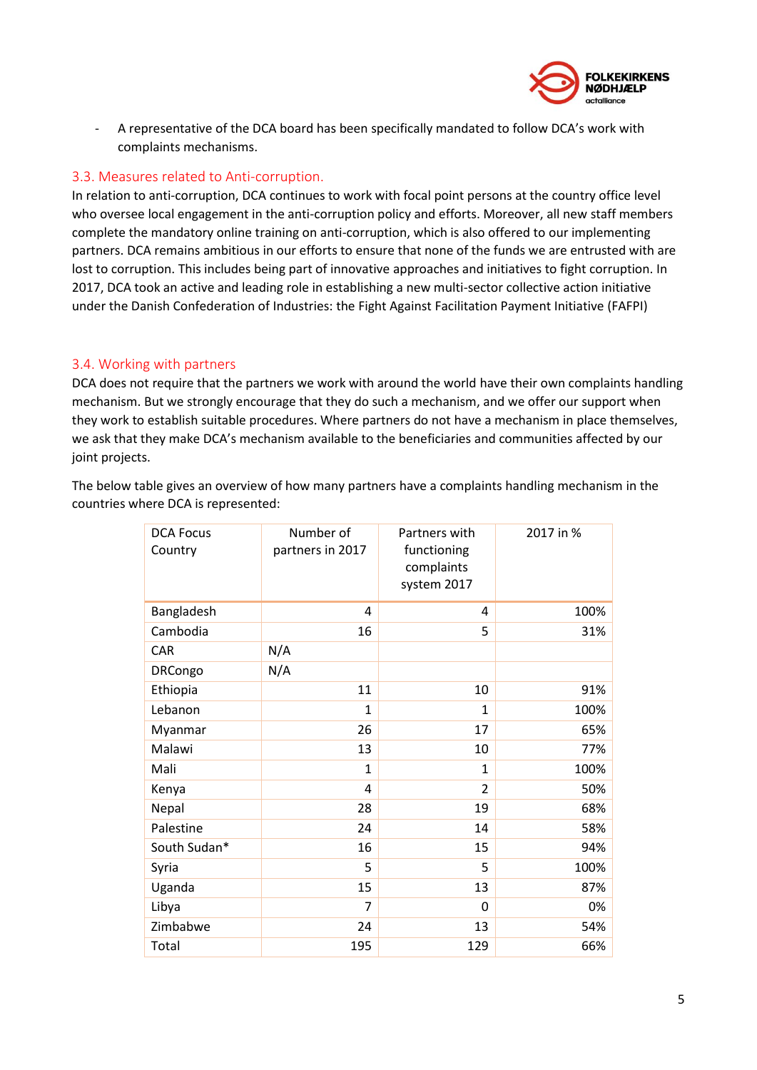- A representative of the DCA board has been specifically mandated to follow DCA's work with complaints mechanisms.

### 3.3. Measures related to Anti-corruption.

In relation to anti-corruption, DCA continues to work with focal point persons at the country office level who oversee local engagement in the anti-corruption policy and efforts. Moreover, all new staff members complete the mandatory online training on anti-corruption, which is also offered to our implementing partners. DCA remains ambitious in our efforts to ensure that none of the funds we are entrusted with are lost to corruption. This includes being part of innovative approaches and initiatives to fight corruption. In 2017, DCA took an active and leading role in establishing a new multi-sector collective action initiative under the Danish Confederation of Industries: the Fight Against Facilitation Payment Initiative (FAFPI)

### 3.4. Working with partners

DCA does not require that the partners we work with around the world have their own complaints handling mechanism. But we strongly encourage that they do such a mechanism, and we offer our support when they work to establish suitable procedures. Where partners do not have a mechanism in place themselves, we ask that they make DCA's mechanism available to the beneficiaries and communities affected by our joint projects.

The below table gives an overview of how many partners have a complaints handling mechanism in the countries where DCA is represented:

| DCA Focus Country | Number of partners in 2017 | Partners with functioning complaints system 2017 | 2017 in % |
|---|---|---|---|
| Bangladesh | 4 | 4 | 100% |
| Cambodia | 16 | 5 | 31% |
| CAR | N/A | | |
| DRCongo | N/A | | |
| Ethiopia | 11 | 10 | 91% |
| Lebanon | 1 | 1 | 100% |
| Myanmar | 26 | 17 | 65% |
| Malawi | 13 | 10 | 77% |
| Mali | 1 | 1 | 100% |
| Kenya | 4 | 2 | 50% |
| Nepal | 28 | 19 | 68% |
| Palestine | 24 | 14 | 58% |
| South Sudan* | 16 | 15 | 94% |
| Syria | 5 | 5 | 100% |
| Uganda | 15 | 13 | 87% |
| Libya | 7 | 0 | 0% |
| Zimbabwe | 24 | 13 | 54% |
| Total | 195 | 129 | 66% |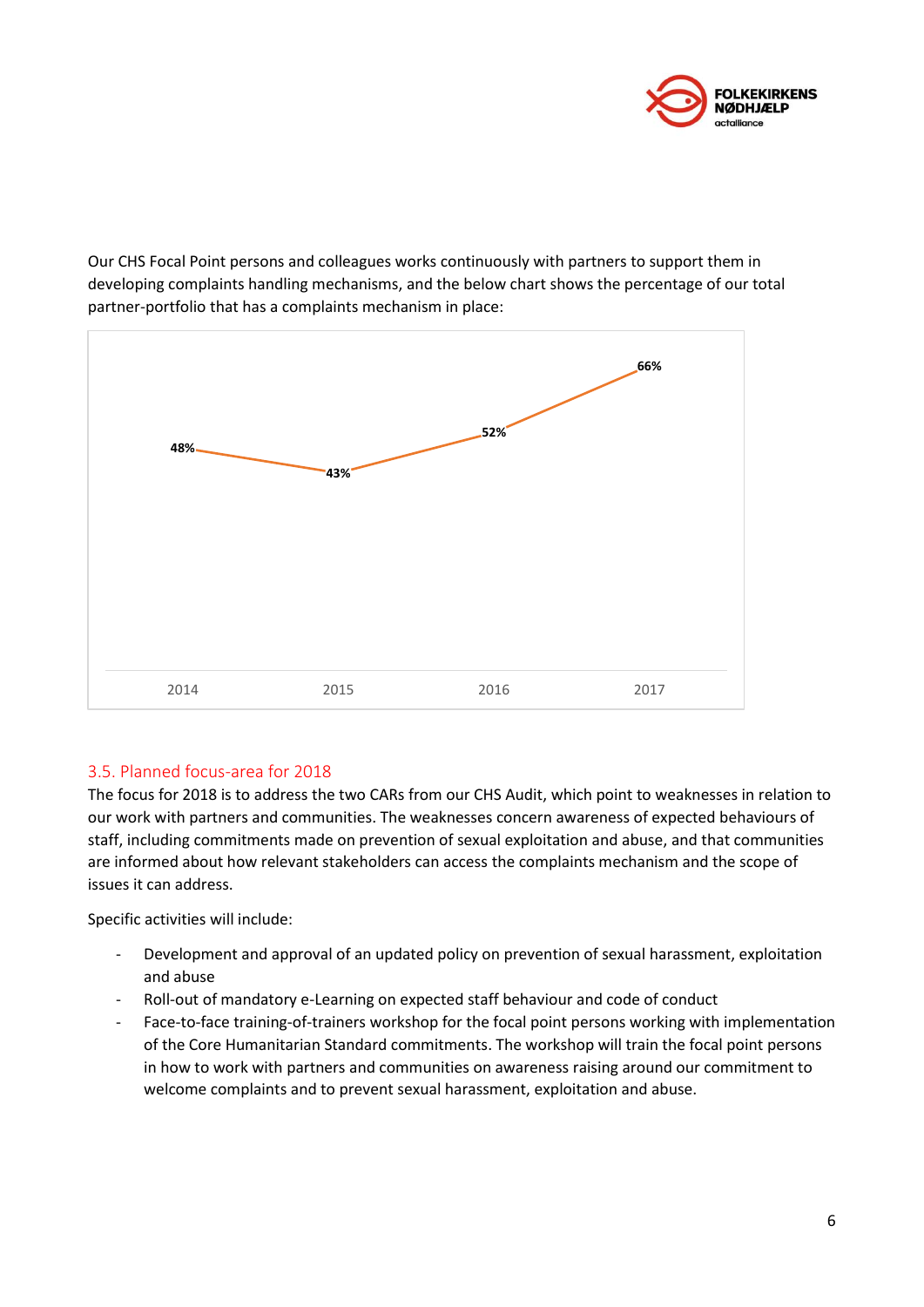Our CHS Focal Point persons and colleagues works continuously with partners to support them in developing complaints handling mechanisms, and the below chart shows the percentage of our total partner-portfolio that has a complaints mechanism in place:

48%
43%
52%
66%

2014
2015
2016
2017

## 3.5. Planned focus-area for 2018

The focus for 2018 is to address the two CARs from our CHS Audit, which point to weaknesses in relation to our work with partners and communities. The weaknesses concern awareness of expected behaviours of staff, including commitments made on prevention of sexual exploitation and abuse, and that communities are informed about how relevant stakeholders can access the complaints mechanism and the scope of issues it can address.

Specific activities will include:

- Development and approval of an updated policy on prevention of sexual harassment, exploitation and abuse
- Roll-out of mandatory e-Learning on expected staff behaviour and code of conduct
- Face-to-face training-of-trainers workshop for the focal point persons working with implementation of the Core Humanitarian Standard commitments. The workshop will train the focal point persons in how to work with partners and communities on awareness raising around our commitment to welcome complaints and to prevent sexual harassment, exploitation and abuse.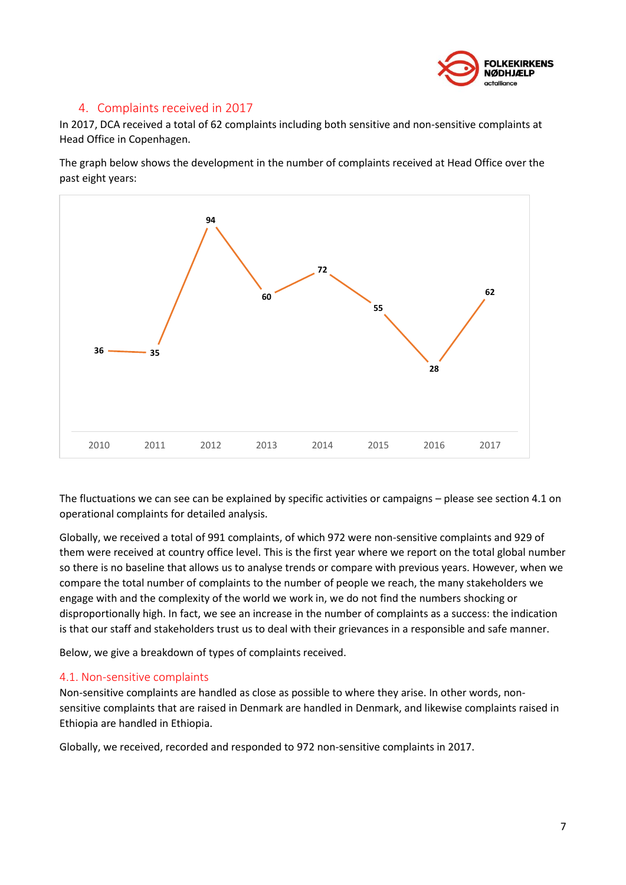## 4. Complaints received in 2017

In 2017, DCA received a total of 62 complaints including both sensitive and non-sensitive complaints at Head Office in Copenhagen.

The graph below shows the development in the number of complaints received at Head Office over the past eight years:

36
35
94
60
72
55
28
62

2010 2011 2012 2013 2014 2015 2016 2017

The fluctuations we can see can be explained by specific activities or campaigns – please see section 4.1 on operational complaints for detailed analysis.

Globally, we received a total of 991 complaints, of which 972 were non-sensitive complaints and 929 of them were received at country office level. This is the first year where we report on the total global number so there is no baseline that allows us to analyse trends or compare with previous years. However, when we compare the total number of complaints to the number of people we reach, the many stakeholders we engage with and the complexity of the world we work in, we do not find the numbers shocking or disproportionally high. In fact, we see an increase in the number of complaints as a success: the indication is that our staff and stakeholders trust us to deal with their grievances in a responsible and safe manner.

Below, we give a breakdown of types of complaints received.

### 4.1. Non-sensitive complaints

Non-sensitive complaints are handled as close as possible to where they arise. In other words, non-sensitive complaints that are raised in Denmark are handled in Denmark, and likewise complaints raised in Ethiopia are handled in Ethiopia.

Globally, we received, recorded and responded to 972 non-sensitive complaints in 2017.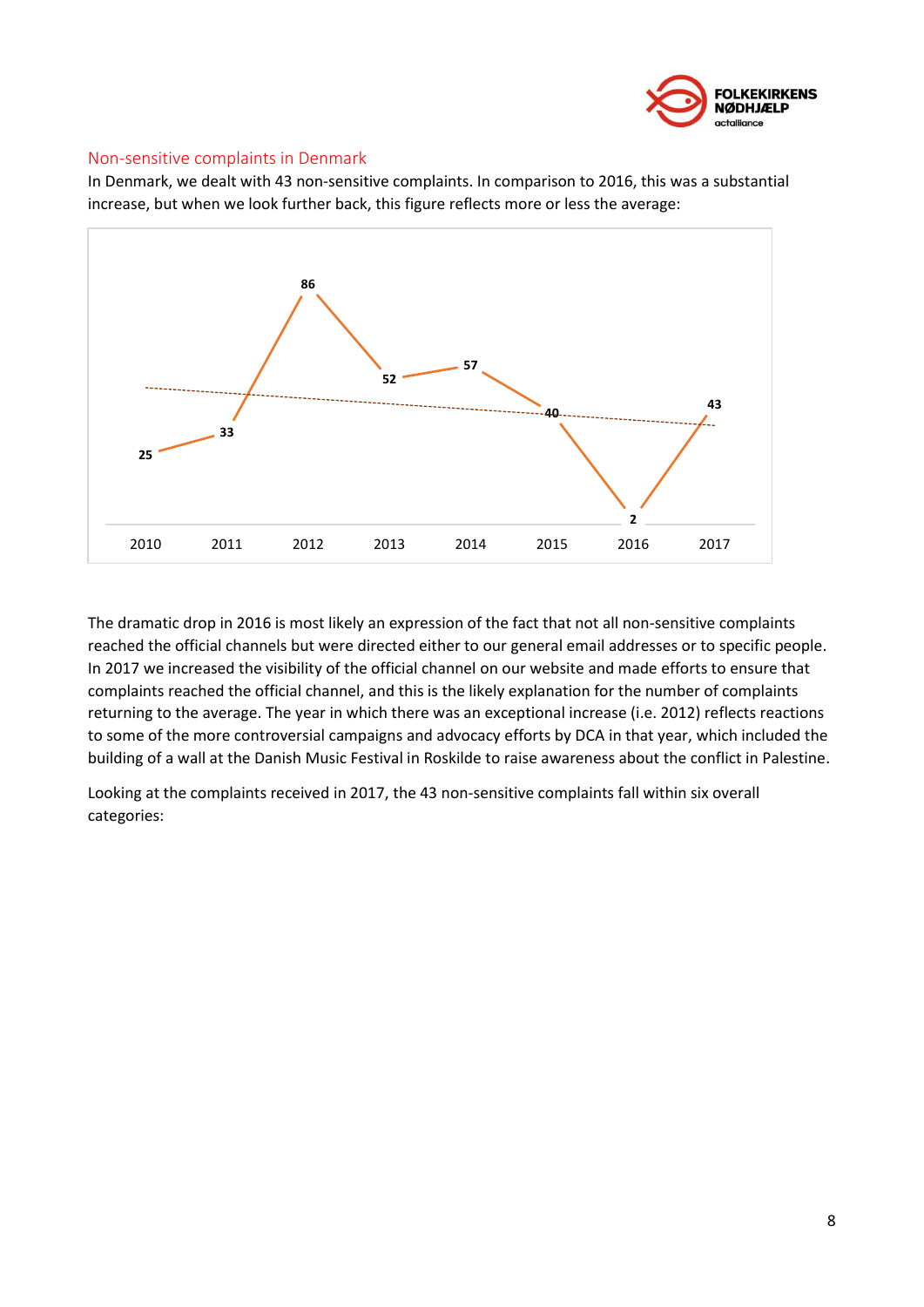## Non-sensitive complaints in Denmark

In Denmark, we dealt with 43 non-sensitive complaints. In comparison to 2016, this was a substantial increase, but when we look further back, this figure reflects more or less the average:

86
52
57
40
43
33
25
2

2010 2011 2012 2013 2014 2015 2016 2017

The dramatic drop in 2016 is most likely an expression of the fact that not all non-sensitive complaints reached the official channels but were directed either to our general email addresses or to specific people. In 2017 we increased the visibility of the official channel on our website and made efforts to ensure that complaints reached the official channel, and this is the likely explanation for the number of complaints returning to the average. The year in which there was an exceptional increase (i.e. 2012) reflects reactions to some of the more controversial campaigns and advocacy efforts by DCA in that year, which included the building of a wall at the Danish Music Festival in Roskilde to raise awareness about the conflict in Palestine.

Looking at the complaints received in 2017, the 43 non-sensitive complaints fall within six overall categories: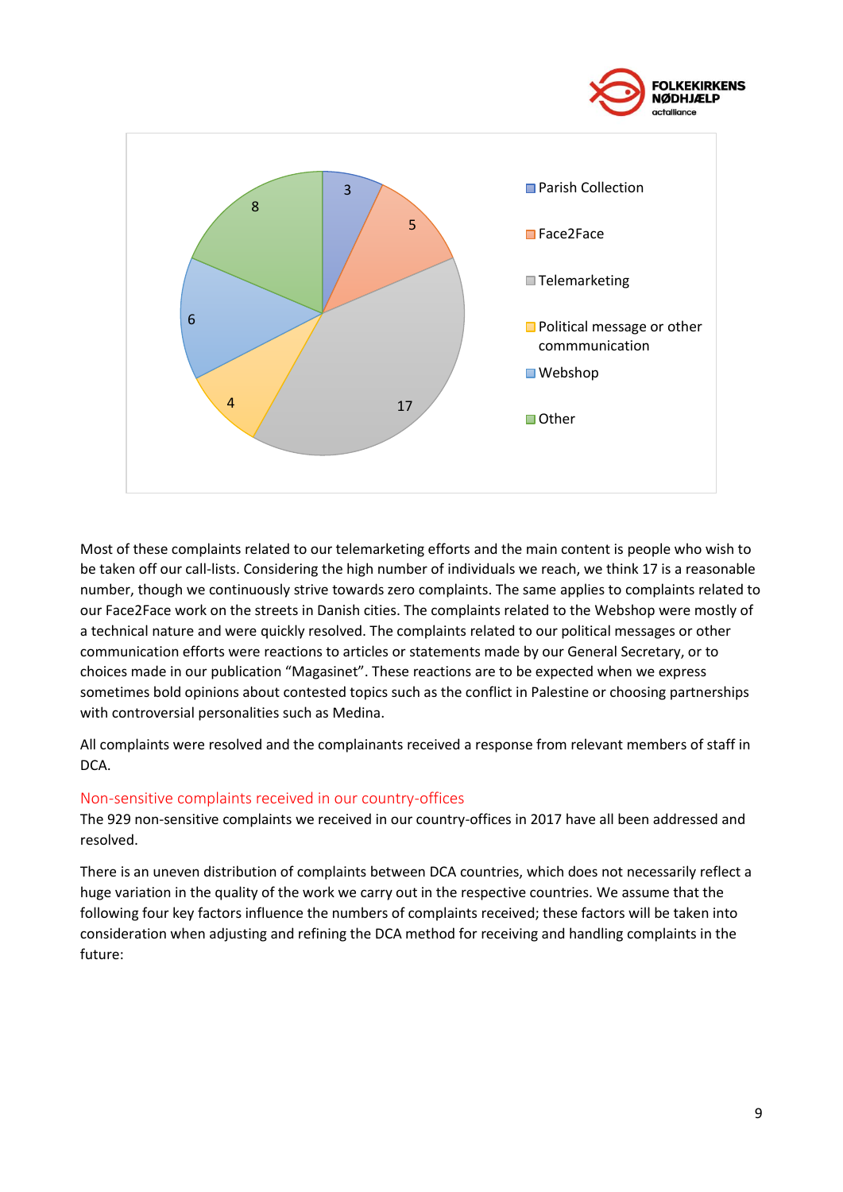3

5

8

6

4

17

Parish Collection

Face2Face

Telemarketing

Political message or other commmunication

Webshop

Other

Most of these complaints related to our telemarketing efforts and the main content is people who wish to be taken off our call-lists. Considering the high number of individuals we reach, we think 17 is a reasonable number, though we continuously strive towards zero complaints. The same applies to complaints related to our Face2Face work on the streets in Danish cities. The complaints related to the Webshop were mostly of a technical nature and were quickly resolved. The complaints related to our political messages or other communication efforts were reactions to articles or statements made by our General Secretary, or to choices made in our publication "Magasinet". These reactions are to be expected when we express sometimes bold opinions about contested topics such as the conflict in Palestine or choosing partnerships with controversial personalities such as Medina.

All complaints were resolved and the complainants received a response from relevant members of staff in DCA.

## Non-sensitive complaints received in our country-offices

The 929 non-sensitive complaints we received in our country-offices in 2017 have all been addressed and resolved.

There is an uneven distribution of complaints between DCA countries, which does not necessarily reflect a huge variation in the quality of the work we carry out in the respective countries. We assume that the following four key factors influence the numbers of complaints received; these factors will be taken into consideration when adjusting and refining the DCA method for receiving and handling complaints in the future: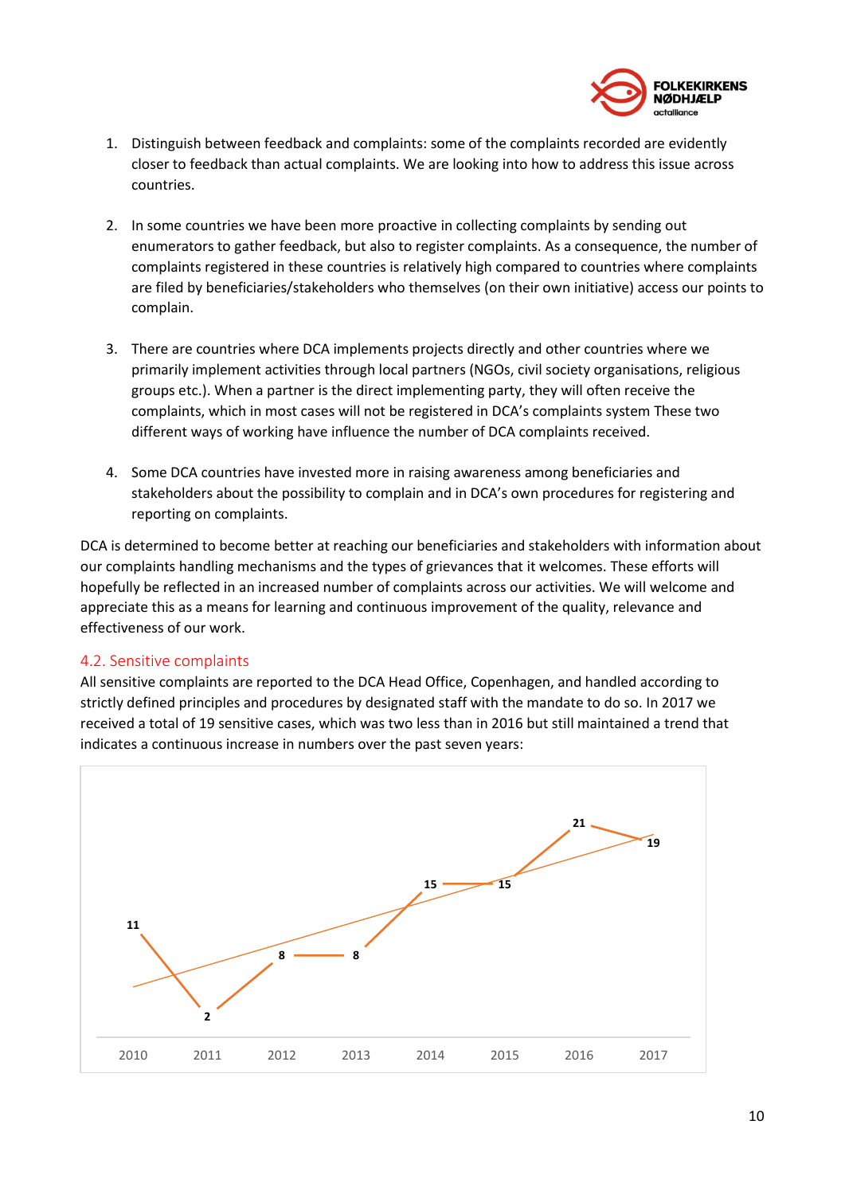1. Distinguish between feedback and complaints: some of the complaints recorded are evidently closer to feedback than actual complaints. We are looking into how to address this issue across countries.

2. In some countries we have been more proactive in collecting complaints by sending out enumerators to gather feedback, but also to register complaints. As a consequence, the number of complaints registered in these countries is relatively high compared to countries where complaints are filed by beneficiaries/stakeholders who themselves (on their own initiative) access our points to complain.

3. There are countries where DCA implements projects directly and other countries where we primarily implement activities through local partners (NGOs, civil society organisations, religious groups etc.). When a partner is the direct implementing party, they will often receive the complaints, which in most cases will not be registered in DCA's complaints system These two different ways of working have influence the number of DCA complaints received.

4. Some DCA countries have invested more in raising awareness among beneficiaries and stakeholders about the possibility to complain and in DCA's own procedures for registering and reporting on complaints.

DCA is determined to become better at reaching our beneficiaries and stakeholders with information about our complaints handling mechanisms and the types of grievances that it welcomes. These efforts will hopefully be reflected in an increased number of complaints across our activities. We will welcome and appreciate this as a means for learning and continuous improvement of the quality, relevance and effectiveness of our work.

## 4.2. Sensitive complaints

All sensitive complaints are reported to the DCA Head Office, Copenhagen, and handled according to strictly defined principles and procedures by designated staff with the mandate to do so. In 2017 we received a total of 19 sensitive cases, which was two less than in 2016 but still maintained a trend that indicates a continuous increase in numbers over the past seven years:

11
2
8
8
15
15
21
19

2010 2011 2012 2013 2014 2015 2016 2017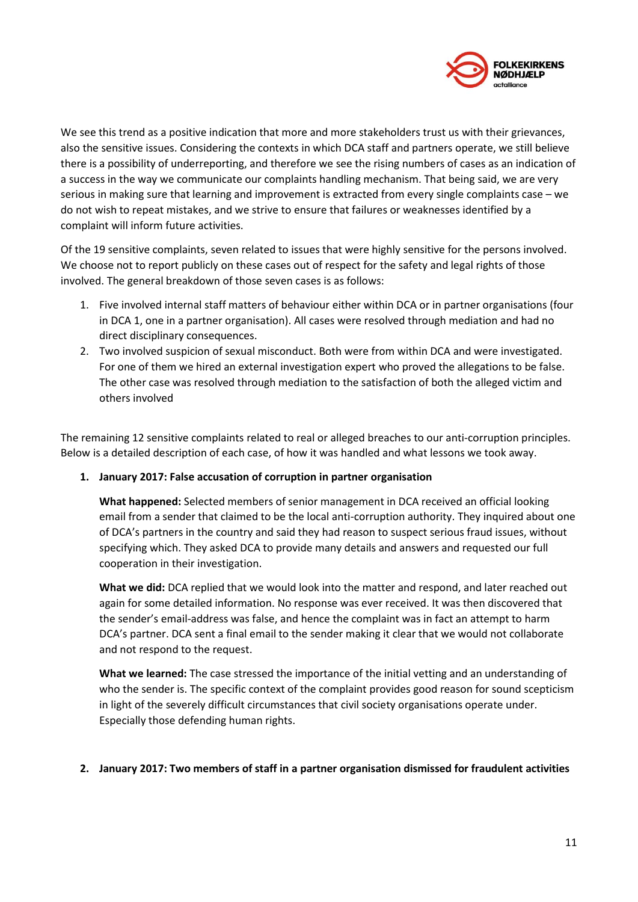We see this trend as a positive indication that more and more stakeholders trust us with their grievances, also the sensitive issues. Considering the contexts in which DCA staff and partners operate, we still believe there is a possibility of underreporting, and therefore we see the rising numbers of cases as an indication of a success in the way we communicate our complaints handling mechanism. That being said, we are very serious in making sure that learning and improvement is extracted from every single complaints case – we do not wish to repeat mistakes, and we strive to ensure that failures or weaknesses identified by a complaint will inform future activities.

Of the 19 sensitive complaints, seven related to issues that were highly sensitive for the persons involved. We choose not to report publicly on these cases out of respect for the safety and legal rights of those involved. The general breakdown of those seven cases is as follows:

1. Five involved internal staff matters of behaviour either within DCA or in partner organisations (four in DCA 1, one in a partner organisation). All cases were resolved through mediation and had no direct disciplinary consequences.
2. Two involved suspicion of sexual misconduct. Both were from within DCA and were investigated. For one of them we hired an external investigation expert who proved the allegations to be false. The other case was resolved through mediation to the satisfaction of both the alleged victim and others involved

The remaining 12 sensitive complaints related to real or alleged breaches to our anti-corruption principles. Below is a detailed description of each case, of how it was handled and what lessons we took away.

1. **January 2017: False accusation of corruption in partner organisation**

   **What happened:** Selected members of senior management in DCA received an official looking email from a sender that claimed to be the local anti-corruption authority. They inquired about one of DCA's partners in the country and said they had reason to suspect serious fraud issues, without specifying which. They asked DCA to provide many details and answers and requested our full cooperation in their investigation.

   **What we did:** DCA replied that we would look into the matter and respond, and later reached out again for some detailed information. No response was ever received. It was then discovered that the sender's email-address was false, and hence the complaint was in fact an attempt to harm DCA's partner. DCA sent a final email to the sender making it clear that we would not collaborate and not respond to the request.

   **What we learned:** The case stressed the importance of the initial vetting and an understanding of who the sender is. The specific context of the complaint provides good reason for sound scepticism in light of the severely difficult circumstances that civil society organisations operate under. Especially those defending human rights.

2. **January 2017: Two members of staff in a partner organisation dismissed for fraudulent activities**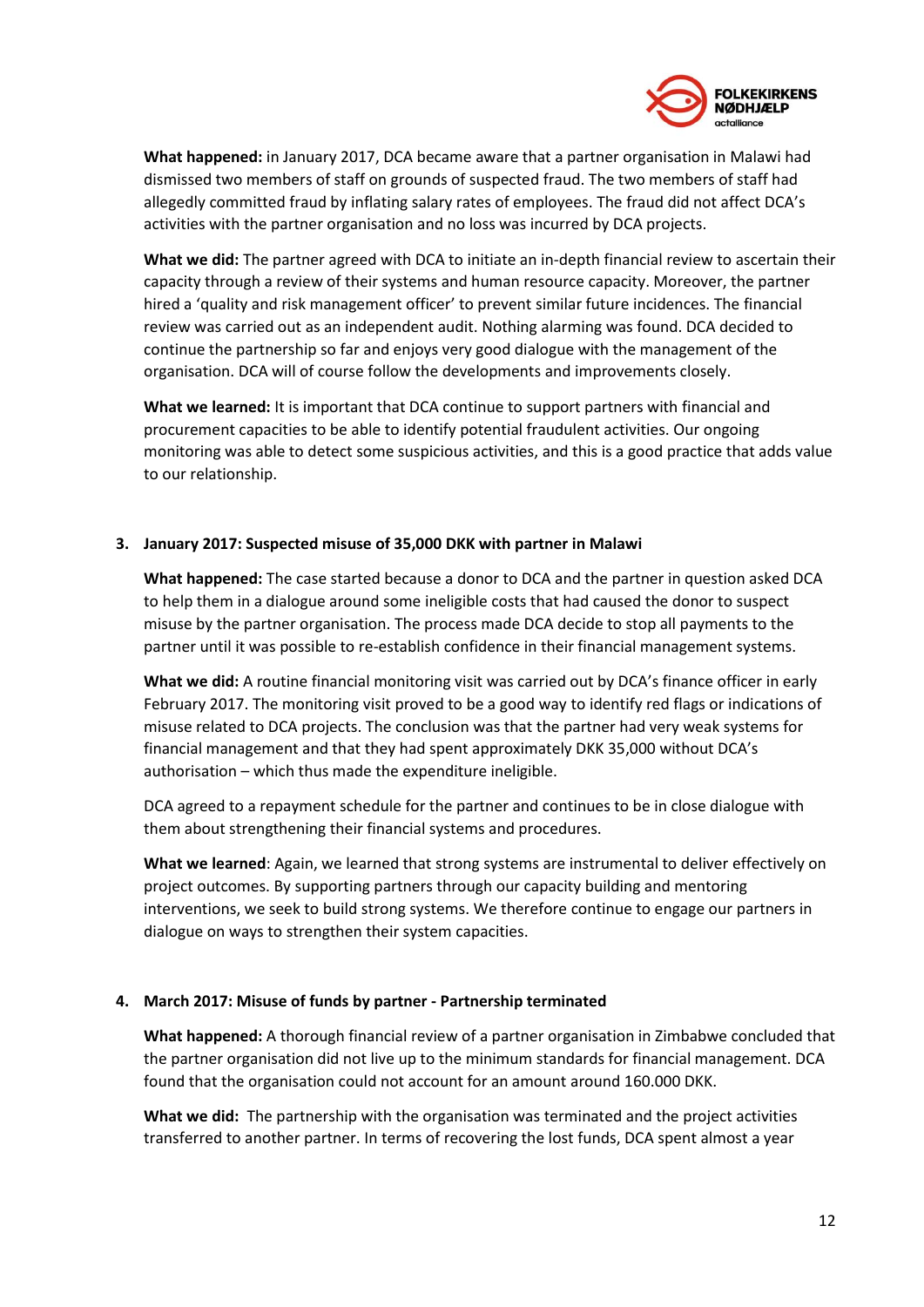**What happened:** in January 2017, DCA became aware that a partner organisation in Malawi had dismissed two members of staff on grounds of suspected fraud. The two members of staff had allegedly committed fraud by inflating salary rates of employees. The fraud did not affect DCA's activities with the partner organisation and no loss was incurred by DCA projects.

**What we did:** The partner agreed with DCA to initiate an in-depth financial review to ascertain their capacity through a review of their systems and human resource capacity. Moreover, the partner hired a 'quality and risk management officer' to prevent similar future incidences. The financial review was carried out as an independent audit. Nothing alarming was found. DCA decided to continue the partnership so far and enjoys very good dialogue with the management of the organisation. DCA will of course follow the developments and improvements closely.

**What we learned:** It is important that DCA continue to support partners with financial and procurement capacities to be able to identify potential fraudulent activities. Our ongoing monitoring was able to detect some suspicious activities, and this is a good practice that adds value to our relationship.

### 3. January 2017: Suspected misuse of 35,000 DKK with partner in Malawi

**What happened:** The case started because a donor to DCA and the partner in question asked DCA to help them in a dialogue around some ineligible costs that had caused the donor to suspect misuse by the partner organisation. The process made DCA decide to stop all payments to the partner until it was possible to re-establish confidence in their financial management systems.

**What we did:** A routine financial monitoring visit was carried out by DCA's finance officer in early February 2017. The monitoring visit proved to be a good way to identify red flags or indications of misuse related to DCA projects. The conclusion was that the partner had very weak systems for financial management and that they had spent approximately DKK 35,000 without DCA's authorisation – which thus made the expenditure ineligible.

DCA agreed to a repayment schedule for the partner and continues to be in close dialogue with them about strengthening their financial systems and procedures.

**What we learned**: Again, we learned that strong systems are instrumental to deliver effectively on project outcomes. By supporting partners through our capacity building and mentoring interventions, we seek to build strong systems. We therefore continue to engage our partners in dialogue on ways to strengthen their system capacities.

### 4. March 2017: Misuse of funds by partner - Partnership terminated

**What happened:** A thorough financial review of a partner organisation in Zimbabwe concluded that the partner organisation did not live up to the minimum standards for financial management. DCA found that the organisation could not account for an amount around 160.000 DKK.

**What we did:** The partnership with the organisation was terminated and the project activities transferred to another partner. In terms of recovering the lost funds, DCA spent almost a year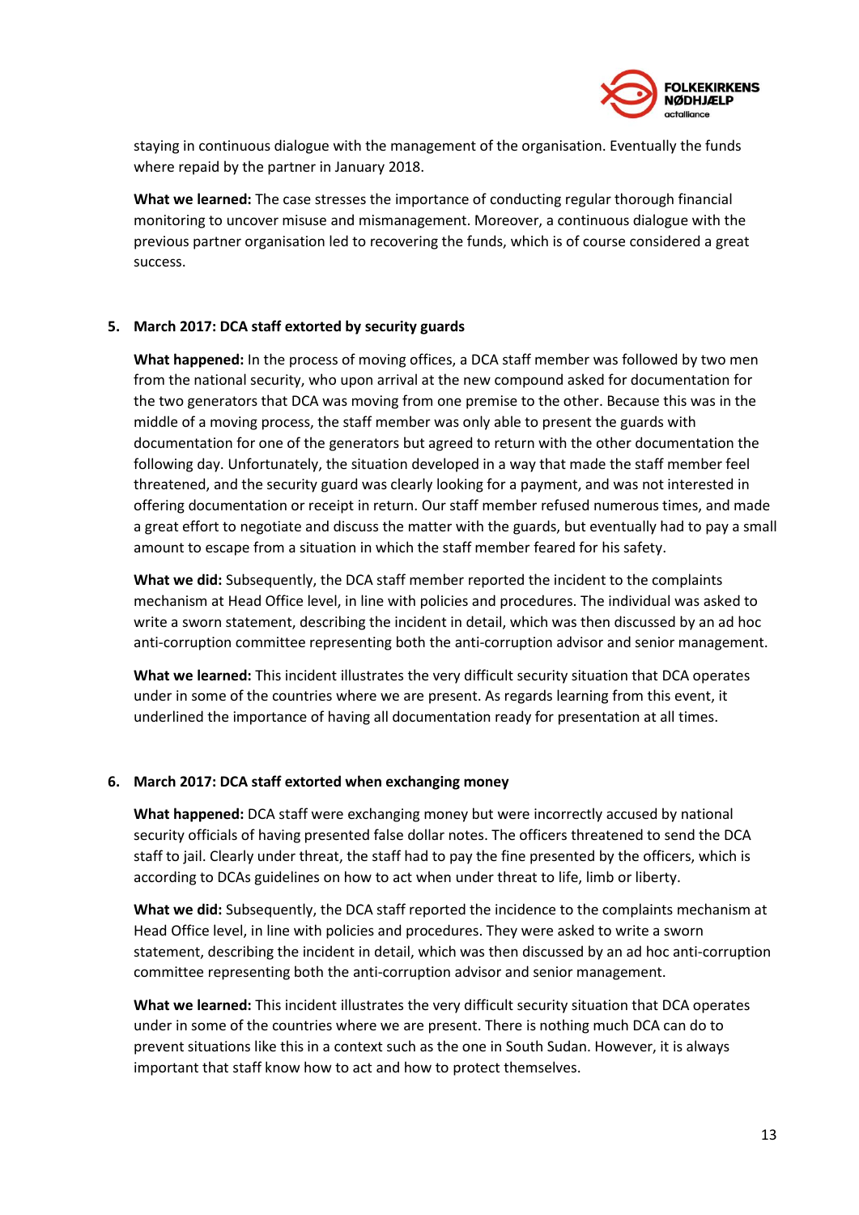staying in continuous dialogue with the management of the organisation. Eventually the funds where repaid by the partner in January 2018.

**What we learned:** The case stresses the importance of conducting regular thorough financial monitoring to uncover misuse and mismanagement. Moreover, a continuous dialogue with the previous partner organisation led to recovering the funds, which is of course considered a great success.

### 5. March 2017: DCA staff extorted by security guards

**What happened:** In the process of moving offices, a DCA staff member was followed by two men from the national security, who upon arrival at the new compound asked for documentation for the two generators that DCA was moving from one premise to the other. Because this was in the middle of a moving process, the staff member was only able to present the guards with documentation for one of the generators but agreed to return with the other documentation the following day. Unfortunately, the situation developed in a way that made the staff member feel threatened, and the security guard was clearly looking for a payment, and was not interested in offering documentation or receipt in return. Our staff member refused numerous times, and made a great effort to negotiate and discuss the matter with the guards, but eventually had to pay a small amount to escape from a situation in which the staff member feared for his safety.

**What we did:** Subsequently, the DCA staff member reported the incident to the complaints mechanism at Head Office level, in line with policies and procedures. The individual was asked to write a sworn statement, describing the incident in detail, which was then discussed by an ad hoc anti-corruption committee representing both the anti-corruption advisor and senior management.

**What we learned:** This incident illustrates the very difficult security situation that DCA operates under in some of the countries where we are present. As regards learning from this event, it underlined the importance of having all documentation ready for presentation at all times.

### 6. March 2017: DCA staff extorted when exchanging money

**What happened:** DCA staff were exchanging money but were incorrectly accused by national security officials of having presented false dollar notes. The officers threatened to send the DCA staff to jail. Clearly under threat, the staff had to pay the fine presented by the officers, which is according to DCAs guidelines on how to act when under threat to life, limb or liberty.

**What we did:** Subsequently, the DCA staff reported the incidence to the complaints mechanism at Head Office level, in line with policies and procedures. They were asked to write a sworn statement, describing the incident in detail, which was then discussed by an ad hoc anti-corruption committee representing both the anti-corruption advisor and senior management.

**What we learned:** This incident illustrates the very difficult security situation that DCA operates under in some of the countries where we are present. There is nothing much DCA can do to prevent situations like this in a context such as the one in South Sudan. However, it is always important that staff know how to act and how to protect themselves.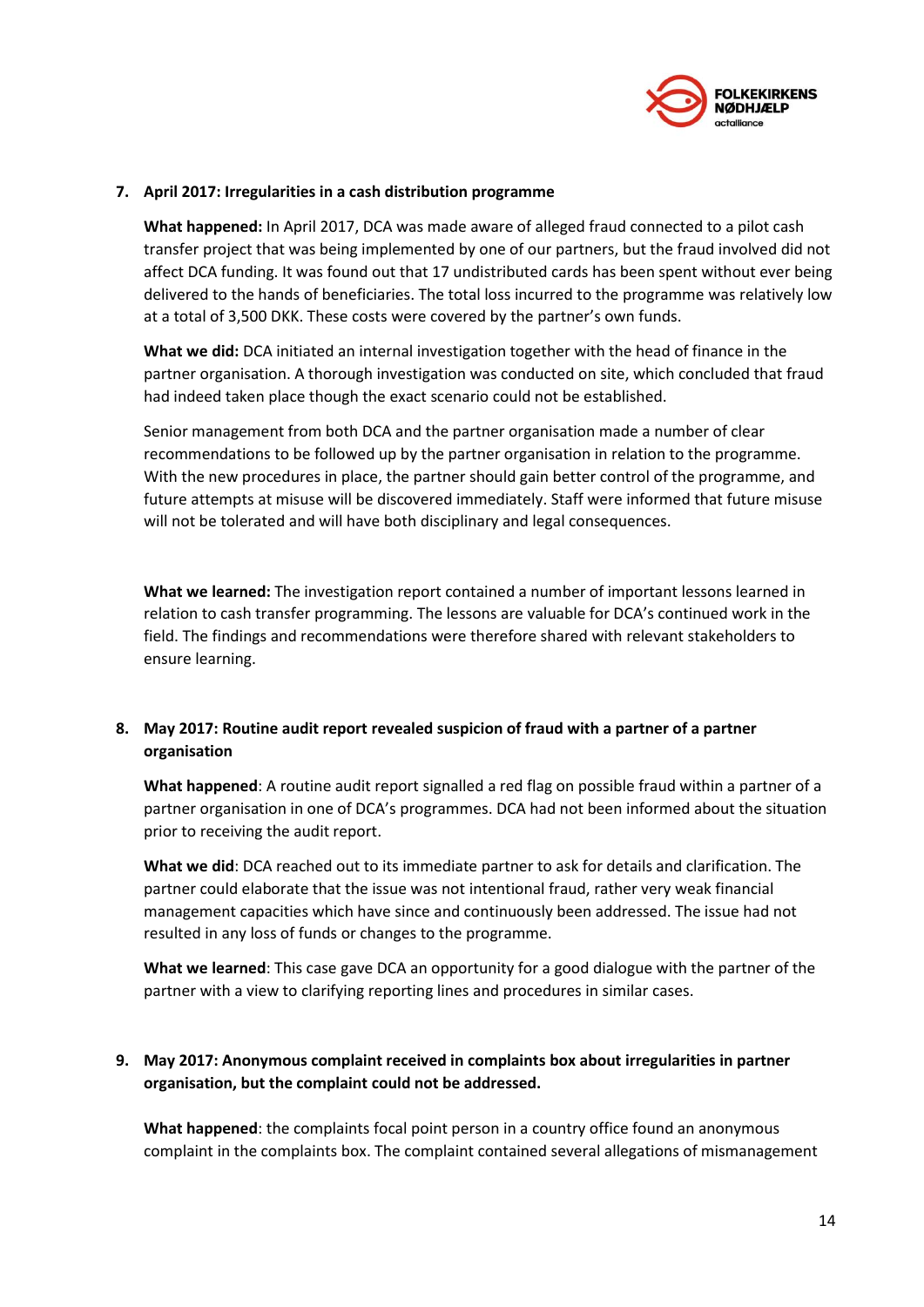7. **April 2017: Irregularities in a cash distribution programme**

   **What happened:** In April 2017, DCA was made aware of alleged fraud connected to a pilot cash transfer project that was being implemented by one of our partners, but the fraud involved did not affect DCA funding. It was found out that 17 undistributed cards has been spent without ever being delivered to the hands of beneficiaries. The total loss incurred to the programme was relatively low at a total of 3,500 DKK. These costs were covered by the partner's own funds.

   **What we did:** DCA initiated an internal investigation together with the head of finance in the partner organisation. A thorough investigation was conducted on site, which concluded that fraud had indeed taken place though the exact scenario could not be established.

   Senior management from both DCA and the partner organisation made a number of clear recommendations to be followed up by the partner organisation in relation to the programme. With the new procedures in place, the partner should gain better control of the programme, and future attempts at misuse will be discovered immediately. Staff were informed that future misuse will not be tolerated and will have both disciplinary and legal consequences.

   **What we learned:** The investigation report contained a number of important lessons learned in relation to cash transfer programming. The lessons are valuable for DCA's continued work in the field. The findings and recommendations were therefore shared with relevant stakeholders to ensure learning.

8. **May 2017: Routine audit report revealed suspicion of fraud with a partner of a partner organisation**

   **What happened**: A routine audit report signalled a red flag on possible fraud within a partner of a partner organisation in one of DCA's programmes. DCA had not been informed about the situation prior to receiving the audit report.

   **What we did**: DCA reached out to its immediate partner to ask for details and clarification. The partner could elaborate that the issue was not intentional fraud, rather very weak financial management capacities which have since and continuously been addressed. The issue had not resulted in any loss of funds or changes to the programme.

   **What we learned**: This case gave DCA an opportunity for a good dialogue with the partner of the partner with a view to clarifying reporting lines and procedures in similar cases.

9. **May 2017: Anonymous complaint received in complaints box about irregularities in partner organisation, but the complaint could not be addressed.**

   **What happened**: the complaints focal point person in a country office found an anonymous complaint in the complaints box. The complaint contained several allegations of mismanagement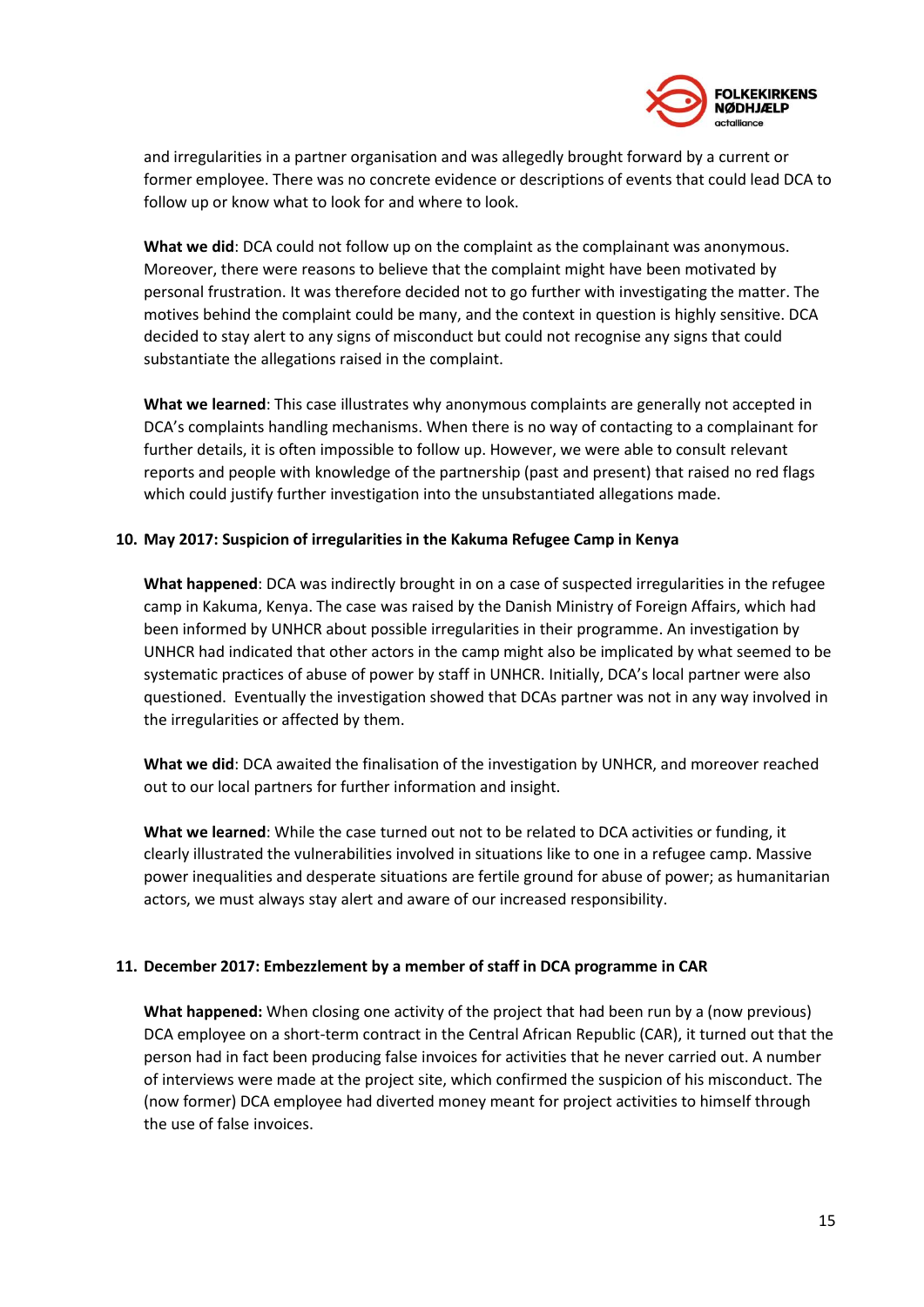and irregularities in a partner organisation and was allegedly brought forward by a current or former employee. There was no concrete evidence or descriptions of events that could lead DCA to follow up or know what to look for and where to look.

**What we did**: DCA could not follow up on the complaint as the complainant was anonymous. Moreover, there were reasons to believe that the complaint might have been motivated by personal frustration. It was therefore decided not to go further with investigating the matter. The motives behind the complaint could be many, and the context in question is highly sensitive. DCA decided to stay alert to any signs of misconduct but could not recognise any signs that could substantiate the allegations raised in the complaint.

**What we learned**: This case illustrates why anonymous complaints are generally not accepted in DCA's complaints handling mechanisms. When there is no way of contacting to a complainant for further details, it is often impossible to follow up. However, we were able to consult relevant reports and people with knowledge of the partnership (past and present) that raised no red flags which could justify further investigation into the unsubstantiated allegations made.

**10. May 2017: Suspicion of irregularities in the Kakuma Refugee Camp in Kenya**

**What happened**: DCA was indirectly brought in on a case of suspected irregularities in the refugee camp in Kakuma, Kenya. The case was raised by the Danish Ministry of Foreign Affairs, which had been informed by UNHCR about possible irregularities in their programme. An investigation by UNHCR had indicated that other actors in the camp might also be implicated by what seemed to be systematic practices of abuse of power by staff in UNHCR. Initially, DCA's local partner were also questioned. Eventually the investigation showed that DCAs partner was not in any way involved in the irregularities or affected by them.

**What we did**: DCA awaited the finalisation of the investigation by UNHCR, and moreover reached out to our local partners for further information and insight.

**What we learned**: While the case turned out not to be related to DCA activities or funding, it clearly illustrated the vulnerabilities involved in situations like to one in a refugee camp. Massive power inequalities and desperate situations are fertile ground for abuse of power; as humanitarian actors, we must always stay alert and aware of our increased responsibility.

**11. December 2017: Embezzlement by a member of staff in DCA programme in CAR**

**What happened:** When closing one activity of the project that had been run by a (now previous) DCA employee on a short-term contract in the Central African Republic (CAR), it turned out that the person had in fact been producing false invoices for activities that he never carried out. A number of interviews were made at the project site, which confirmed the suspicion of his misconduct. The (now former) DCA employee had diverted money meant for project activities to himself through the use of false invoices.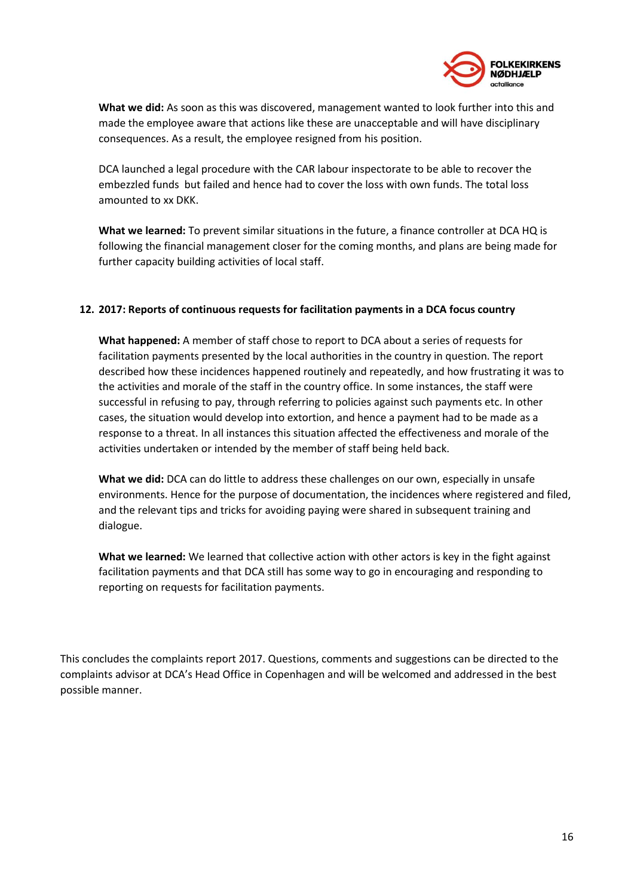**What we did:** As soon as this was discovered, management wanted to look further into this and made the employee aware that actions like these are unacceptable and will have disciplinary consequences. As a result, the employee resigned from his position.

DCA launched a legal procedure with the CAR labour inspectorate to be able to recover the embezzled funds but failed and hence had to cover the loss with own funds. The total loss amounted to xx DKK.

**What we learned:** To prevent similar situations in the future, a finance controller at DCA HQ is following the financial management closer for the coming months, and plans are being made for further capacity building activities of local staff.

**12. 2017: Reports of continuous requests for facilitation payments in a DCA focus country**

**What happened:** A member of staff chose to report to DCA about a series of requests for facilitation payments presented by the local authorities in the country in question. The report described how these incidences happened routinely and repeatedly, and how frustrating it was to the activities and morale of the staff in the country office. In some instances, the staff were successful in refusing to pay, through referring to policies against such payments etc. In other cases, the situation would develop into extortion, and hence a payment had to be made as a response to a threat. In all instances this situation affected the effectiveness and morale of the activities undertaken or intended by the member of staff being held back.

**What we did:** DCA can do little to address these challenges on our own, especially in unsafe environments. Hence for the purpose of documentation, the incidences where registered and filed, and the relevant tips and tricks for avoiding paying were shared in subsequent training and dialogue.

**What we learned:** We learned that collective action with other actors is key in the fight against facilitation payments and that DCA still has some way to go in encouraging and responding to reporting on requests for facilitation payments.

This concludes the complaints report 2017. Questions, comments and suggestions can be directed to the complaints advisor at DCA's Head Office in Copenhagen and will be welcomed and addressed in the best possible manner.